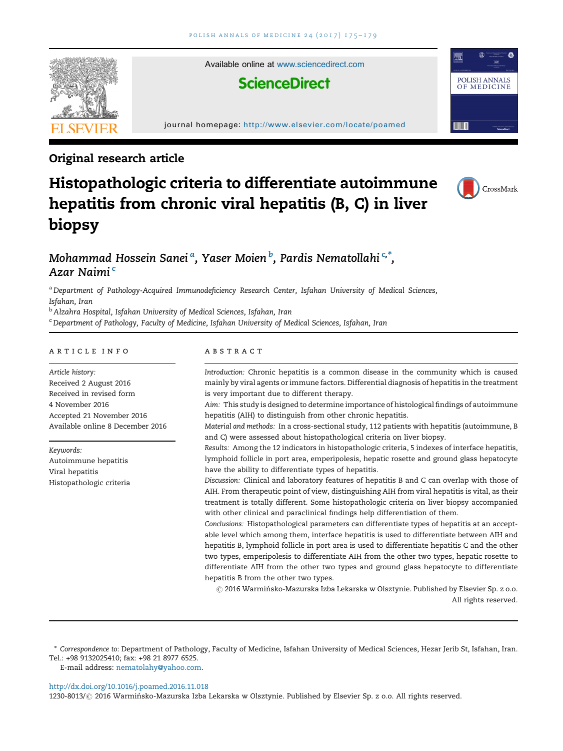Original research article

# Histopathologic criteria to differentiate autoimmune hepatitis from chronic viral hepatitis (B, C) in liver biopsy

*Mohammad Hossein Sanei* [a], *Yaser Moien* [b], *Pardis Nematollahi* [c,*], *Azar Naimi* [c]

[a] *Department of Pathology-Acquired Immunodeficiency Research Center, Isfahan University of Medical Sciences, Isfahan, Iran*

[b] *Alzahra Hospital, Isfahan University of Medical Sciences, Isfahan, Iran*

[c] *Department of Pathology, Faculty of Medicine, Isfahan University of Medical Sciences, Isfahan, Iran*

## ARTICLE INFO

*Article history:*
Received 2 August 2016
Received in revised form
4 November 2016
Accepted 21 November 2016
Available online 8 December 2016

*Keywords:*
Autoimmune hepatitis
Viral hepatitis
Histopathologic criteria

## ABSTRACT

*Introduction:* Chronic hepatitis is a common disease in the community which is caused mainly by viral agents or immune factors. Differential diagnosis of hepatitis in the treatment is very important due to different therapy.

*Aim:* This study is designed to determine importance of histological findings of autoimmune hepatitis (AIH) to distinguish from other chronic hepatitis.

*Material and methods:* In a cross-sectional study, 112 patients with hepatitis (autoimmune, B and C) were assessed about histopathological criteria on liver biopsy.

*Results:* Among the 12 indicators in histopathologic criteria, 5 indexes of interface hepatitis, lymphoid follicle in port area, emperipolesis, hepatic rosette and ground glass hepatocyte have the ability to differentiate types of hepatitis.

*Discussion:* Clinical and laboratory features of hepatitis B and C can overlap with those of AIH. From therapeutic point of view, distinguishing AIH from viral hepatitis is vital, as their treatment is totally different. Some histopathologic criteria on liver biopsy accompanied with other clinical and paraclinical findings help differentiation of them.

*Conclusions:* Histopathological parameters can differentiate types of hepatitis at an acceptable level which among them, interface hepatitis is used to differentiate between AIH and hepatitis B, lymphoid follicle in port area is used to differentiate hepatitis C and the other two types, emperipolesis to differentiate AIH from the other two types, hepatic rosette to differentiate AIH from the other two types and ground glass hepatocyte to differentiate hepatitis B from the other two types.

© 2016 Warmińsko-Mazurska Izba Lekarska w Olsztynie. Published by Elsevier Sp. z o.o. All rights reserved.

---

\* *Correspondence to:* Department of Pathology, Faculty of Medicine, Isfahan University of Medical Sciences, Hezar Jerib St, Isfahan, Iran. Tel.: +98 9132025410; fax: +98 21 8977 6525.
E-mail address: nematolahy@yahoo.com.

http://dx.doi.org/10.1016/j.poamed.2016.11.018
1230-8013/© 2016 Warmińsko-Mazurska Izba Lekarska w Olsztynie. Published by Elsevier Sp. z o.o. All rights reserved.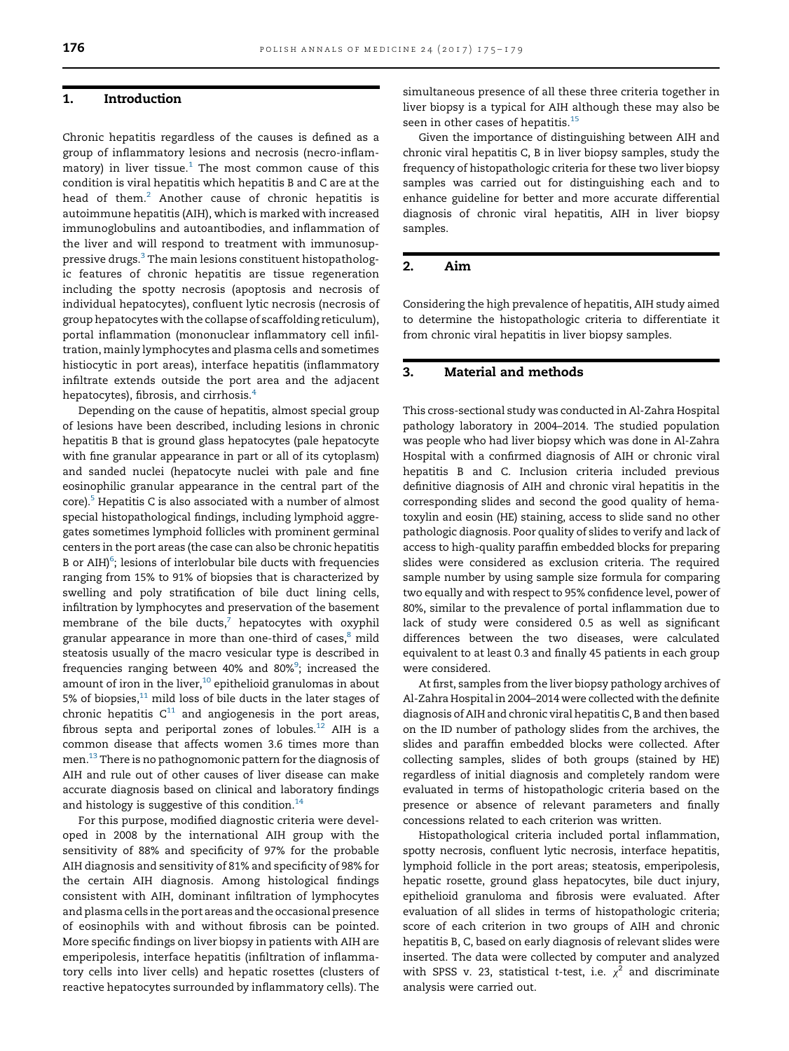## 1. Introduction

Chronic hepatitis regardless of the causes is defined as a group of inflammatory lesions and necrosis (necro-inflammatory) in liver tissue.[1] The most common cause of this condition is viral hepatitis which hepatitis B and C are at the head of them.[2] Another cause of chronic hepatitis is autoimmune hepatitis (AIH), which is marked with increased immunoglobulins and autoantibodies, and inflammation of the liver and will respond to treatment with immunosuppressive drugs.[3] The main lesions constituent histopathologic features of chronic hepatitis are tissue regeneration including the spotty necrosis (apoptosis and necrosis of individual hepatocytes), confluent lytic necrosis (necrosis of group hepatocytes with the collapse of scaffolding reticulum), portal inflammation (mononuclear inflammatory cell infiltration, mainly lymphocytes and plasma cells and sometimes histiocytic in port areas), interface hepatitis (inflammatory infiltrate extends outside the port area and the adjacent hepatocytes), fibrosis, and cirrhosis.[4]

Depending on the cause of hepatitis, almost special group of lesions have been described, including lesions in chronic hepatitis B that is ground glass hepatocytes (pale hepatocyte with fine granular appearance in part or all of its cytoplasm) and sanded nuclei (hepatocyte nuclei with pale and fine eosinophilic granular appearance in the central part of the core).[5] Hepatitis C is also associated with a number of almost special histopathological findings, including lymphoid aggregates sometimes lymphoid follicles with prominent germinal centers in the port areas (the case can also be chronic hepatitis B or AIH)[6]; lesions of interlobular bile ducts with frequencies ranging from 15% to 91% of biopsies that is characterized by swelling and poly stratification of bile duct lining cells, infiltration by lymphocytes and preservation of the basement membrane of the bile ducts,[7] hepatocytes with oxyphil granular appearance in more than one-third of cases,[8] mild steatosis usually of the macro vesicular type is described in frequencies ranging between 40% and 80%[9]; increased the amount of iron in the liver,[10] epithelioid granulomas in about 5% of biopsies,[11] mild loss of bile ducts in the later stages of chronic hepatitis C[11] and angiogenesis in the port areas, fibrous septa and periportal zones of lobules.[12] AIH is a common disease that affects women 3.6 times more than men.[13] There is no pathognomonic pattern for the diagnosis of AIH and rule out of other causes of liver disease can make accurate diagnosis based on clinical and laboratory findings and histology is suggestive of this condition.[14]

For this purpose, modified diagnostic criteria were developed in 2008 by the international AIH group with the sensitivity of 88% and specificity of 97% for the probable AIH diagnosis and sensitivity of 81% and specificity of 98% for the certain AIH diagnosis. Among histological findings consistent with AIH, dominant infiltration of lymphocytes and plasma cells in the port areas and the occasional presence of eosinophils with and without fibrosis can be pointed. More specific findings on liver biopsy in patients with AIH are emperipolesis, interface hepatitis (infiltration of inflammatory cells into liver cells) and hepatic rosettes (clusters of reactive hepatocytes surrounded by inflammatory cells). The simultaneous presence of all these three criteria together in liver biopsy is a typical for AIH although these may also be seen in other cases of hepatitis.[15]

Given the importance of distinguishing between AIH and chronic viral hepatitis C, B in liver biopsy samples, study the frequency of histopathologic criteria for these two liver biopsy samples was carried out for distinguishing each and to enhance guideline for better and more accurate differential diagnosis of chronic viral hepatitis, AIH in liver biopsy samples.

## 2. Aim

Considering the high prevalence of hepatitis, AIH study aimed to determine the histopathologic criteria to differentiate it from chronic viral hepatitis in liver biopsy samples.

## 3. Material and methods

This cross-sectional study was conducted in Al-Zahra Hospital pathology laboratory in 2004–2014. The studied population was people who had liver biopsy which was done in Al-Zahra Hospital with a confirmed diagnosis of AIH or chronic viral hepatitis B and C. Inclusion criteria included previous definitive diagnosis of AIH and chronic viral hepatitis in the corresponding slides and second the good quality of hematoxylin and eosin (HE) staining, access to slide sand no other pathologic diagnosis. Poor quality of slides to verify and lack of access to high-quality paraffin embedded blocks for preparing slides were considered as exclusion criteria. The required sample number by using sample size formula for comparing two equally and with respect to 95% confidence level, power of 80%, similar to the prevalence of portal inflammation due to lack of study were considered 0.5 as well as significant differences between the two diseases, were calculated equivalent to at least 0.3 and finally 45 patients in each group were considered.

At first, samples from the liver biopsy pathology archives of Al-Zahra Hospital in 2004–2014 were collected with the definite diagnosis of AIH and chronic viral hepatitis C, B and then based on the ID number of pathology slides from the archives, the slides and paraffin embedded blocks were collected. After collecting samples, slides of both groups (stained by HE) regardless of initial diagnosis and completely random were evaluated in terms of histopathologic criteria based on the presence or absence of relevant parameters and finally concessions related to each criterion was written.

Histopathological criteria included portal inflammation, spotty necrosis, confluent lytic necrosis, interface hepatitis, lymphoid follicle in the port areas; steatosis, emperipolesis, hepatic rosette, ground glass hepatocytes, bile duct injury, epithelioid granuloma and fibrosis were evaluated. After evaluation of all slides in terms of histopathologic criteria; score of each criterion in two groups of AIH and chronic hepatitis B, C, based on early diagnosis of relevant slides were inserted. The data were collected by computer and analyzed with SPSS v. 23, statistical t-test, i.e. $\chi^2$ and discriminate analysis were carried out.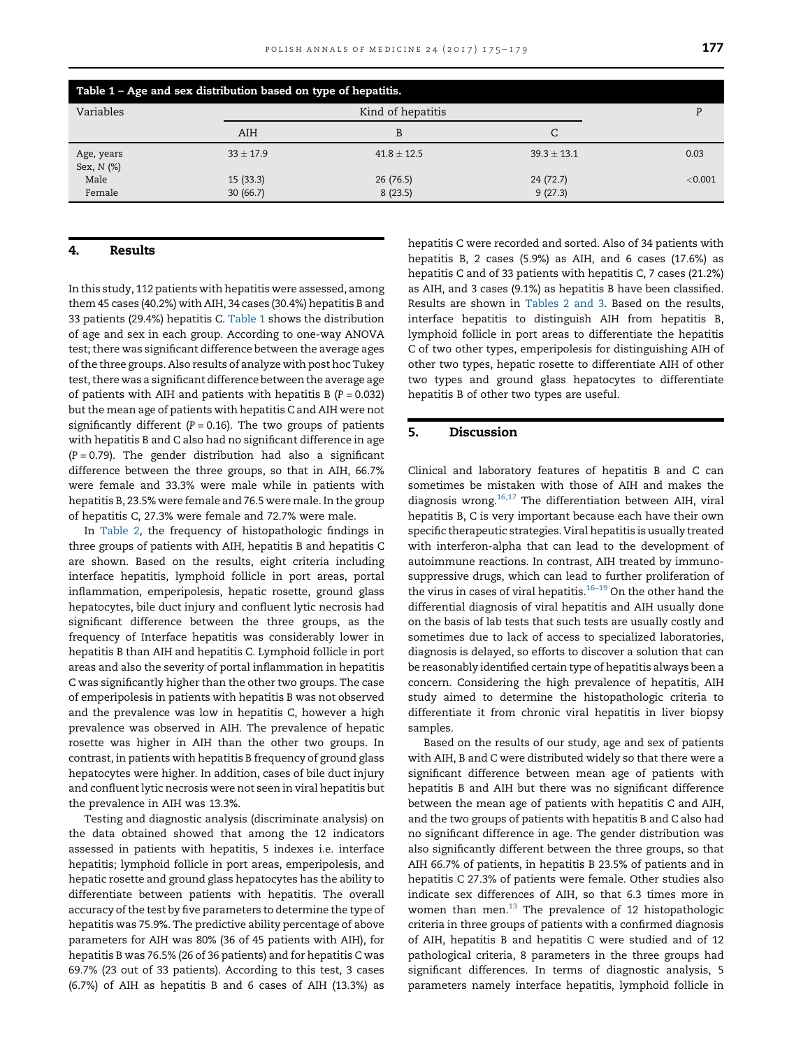Table 1 – Age and sex distribution based on type of hepatitis.

| Variables | Kind of hepatitis | | | P |
|---|---|---|---|---|
| | AIH | B | C | |
| Age, years | 33 ± 17.9 | 41.8 ± 12.5 | 39.3 ± 13.1 | 0.03 |
| Sex, N (%) | | | | |
| Male | 15 (33.3) | 26 (76.5) | 24 (72.7) | <0.001 |
| Female | 30 (66.7) | 8 (23.5) | 9 (27.3) | |

## 4. Results

In this study, 112 patients with hepatitis were assessed, among them 45 cases (40.2%) with AIH, 34 cases (30.4%) hepatitis B and 33 patients (29.4%) hepatitis C. Table 1 shows the distribution of age and sex in each group. According to one-way ANOVA test; there was significant difference between the average ages of the three groups. Also results of analyze with post hoc Tukey test, there was a significant difference between the average age of patients with AIH and patients with hepatitis B ($P = 0.032$) but the mean age of patients with hepatitis C and AIH were not significantly different ($P = 0.16$). The two groups of patients with hepatitis B and C also had no significant difference in age ($P = 0.79$). The gender distribution had also a significant difference between the three groups, so that in AIH, 66.7% were female and 33.3% were male while in patients with hepatitis B, 23.5% were female and 76.5 were male. In the group of hepatitis C, 27.3% were female and 72.7% were male.

In Table 2, the frequency of histopathologic findings in three groups of patients with AIH, hepatitis B and hepatitis C are shown. Based on the results, eight criteria including interface hepatitis, lymphoid follicle in port areas, portal inflammation, emperipolesis, hepatic rosette, ground glass hepatocytes, bile duct injury and confluent lytic necrosis had significant difference between the three groups, as the frequency of Interface hepatitis was considerably lower in hepatitis B than AIH and hepatitis C. Lymphoid follicle in port areas and also the severity of portal inflammation in hepatitis C was significantly higher than the other two groups. The case of emperipolesis in patients with hepatitis B was not observed and the prevalence was low in hepatitis C, however a high prevalence was observed in AIH. The prevalence of hepatic rosette was higher in AIH than the other two groups. In contrast, in patients with hepatitis B frequency of ground glass hepatocytes were higher. In addition, cases of bile duct injury and confluent lytic necrosis were not seen in viral hepatitis but the prevalence in AIH was 13.3%.

Testing and diagnostic analysis (discriminate analysis) on the data obtained showed that among the 12 indicators assessed in patients with hepatitis, 5 indexes i.e. interface hepatitis; lymphoid follicle in port areas, emperipolesis, and hepatic rosette and ground glass hepatocytes has the ability to differentiate between patients with hepatitis. The overall accuracy of the test by five parameters to determine the type of hepatitis was 75.9%. The predictive ability percentage of above parameters for AIH was 80% (36 of 45 patients with AIH), for hepatitis B was 76.5% (26 of 36 patients) and for hepatitis C was 69.7% (23 out of 33 patients). According to this test, 3 cases (6.7%) of AIH as hepatitis B and 6 cases of AIH (13.3%) as hepatitis C were recorded and sorted. Also of 34 patients with hepatitis B, 2 cases (5.9%) as AIH, and 6 cases (17.6%) as hepatitis C and of 33 patients with hepatitis C, 7 cases (21.2%) as AIH, and 3 cases (9.1%) as hepatitis B have been classified. Results are shown in Tables 2 and 3. Based on the results, interface hepatitis to distinguish AIH from hepatitis B, lymphoid follicle in port areas to differentiate the hepatitis C of two other types, emperipolesis for distinguishing AIH of other two types, hepatic rosette to differentiate AIH of other two types and ground glass hepatocytes to differentiate hepatitis B of other two types are useful.

## 5. Discussion

Clinical and laboratory features of hepatitis B and C can sometimes be mistaken with those of AIH and makes the diagnosis wrong.[16,17] The differentiation between AIH, viral hepatitis B, C is very important because each have their own specific therapeutic strategies. Viral hepatitis is usually treated with interferon-alpha that can lead to the development of autoimmune reactions. In contrast, AIH treated by immunosuppressive drugs, which can lead to further proliferation of the virus in cases of viral hepatitis.[16–19] On the other hand the differential diagnosis of viral hepatitis and AIH usually done on the basis of lab tests that such tests are usually costly and sometimes due to lack of access to specialized laboratories, diagnosis is delayed, so efforts to discover a solution that can be reasonably identified certain type of hepatitis always been a concern. Considering the high prevalence of hepatitis, AIH study aimed to determine the histopathologic criteria to differentiate it from chronic viral hepatitis in liver biopsy samples.

Based on the results of our study, age and sex of patients with AIH, B and C were distributed widely so that there were a significant difference between mean age of patients with hepatitis B and AIH but there was no significant difference between the mean age of patients with hepatitis C and AIH, and the two groups of patients with hepatitis B and C also had no significant difference in age. The gender distribution was also significantly different between the three groups, so that AIH 66.7% of patients, in hepatitis B 23.5% of patients and in hepatitis C 27.3% of patients were female. Other studies also indicate sex differences of AIH, so that 6.3 times more in women than men.[13] The prevalence of 12 histopathologic criteria in three groups of patients with a confirmed diagnosis of AIH, hepatitis B and hepatitis C were studied and of 12 pathological criteria, 8 parameters in the three groups had significant differences. In terms of diagnostic analysis, 5 parameters namely interface hepatitis, lymphoid follicle in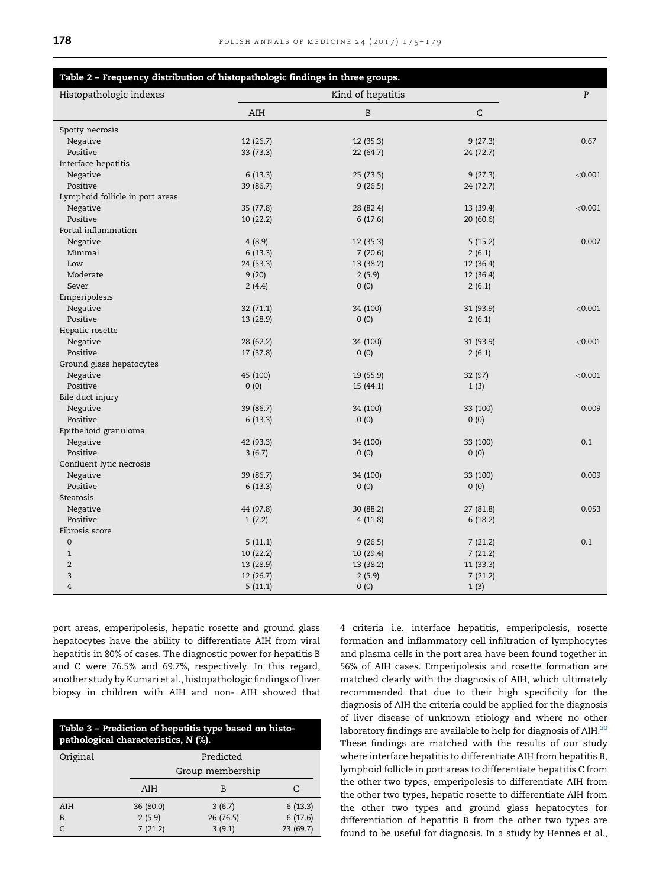**Table 2 – Frequency distribution of histopathologic findings in three groups.**

| Histopathologic indexes | Kind of hepatitis | | | P |
|---|---|---|---|---|
| | AIH | B | C | |
| Spotty necrosis | | | | |
| Negative | 12 (26.7) | 12 (35.3) | 9 (27.3) | 0.67 |
| Positive | 33 (73.3) | 22 (64.7) | 24 (72.7) | |
| Interface hepatitis | | | | |
| Negative | 6 (13.3) | 25 (73.5) | 9 (27.3) | <0.001 |
| Positive | 39 (86.7) | 9 (26.5) | 24 (72.7) | |
| Lymphoid follicle in port areas | | | | |
| Negative | 35 (77.8) | 28 (82.4) | 13 (39.4) | <0.001 |
| Positive | 10 (22.2) | 6 (17.6) | 20 (60.6) | |
| Portal inflammation | | | | |
| Negative | 4 (8.9) | 12 (35.3) | 5 (15.2) | 0.007 |
| Minimal | 6 (13.3) | 7 (20.6) | 2 (6.1) | |
| Low | 24 (53.3) | 13 (38.2) | 12 (36.4) | |
| Moderate | 9 (20) | 2 (5.9) | 12 (36.4) | |
| Sever | 2 (4.4) | 0 (0) | 2 (6.1) | |
| Emperipolesis | | | | |
| Negative | 32 (71.1) | 34 (100) | 31 (93.9) | <0.001 |
| Positive | 13 (28.9) | 0 (0) | 2 (6.1) | |
| Hepatic rosette | | | | |
| Negative | 28 (62.2) | 34 (100) | 31 (93.9) | <0.001 |
| Positive | 17 (37.8) | 0 (0) | 2 (6.1) | |
| Ground glass hepatocytes | | | | |
| Negative | 45 (100) | 19 (55.9) | 32 (97) | <0.001 |
| Positive | 0 (0) | 15 (44.1) | 1 (3) | |
| Bile duct injury | | | | |
| Negative | 39 (86.7) | 34 (100) | 33 (100) | 0.009 |
| Positive | 6 (13.3) | 0 (0) | 0 (0) | |
| Epithelioid granuloma | | | | |
| Negative | 42 (93.3) | 34 (100) | 33 (100) | 0.1 |
| Positive | 3 (6.7) | 0 (0) | 0 (0) | |
| Confluent lytic necrosis | | | | |
| Negative | 39 (86.7) | 34 (100) | 33 (100) | 0.009 |
| Positive | 6 (13.3) | 0 (0) | 0 (0) | |
| Steatosis | | | | |
| Negative | 44 (97.8) | 30 (88.2) | 27 (81.8) | 0.053 |
| Positive | 1 (2.2) | 4 (11.8) | 6 (18.2) | |
| Fibrosis score | | | | |
| 0 | 5 (11.1) | 9 (26.5) | 7 (21.2) | 0.1 |
| 1 | 10 (22.2) | 10 (29.4) | 7 (21.2) | |
| 2 | 13 (28.9) | 13 (38.2) | 11 (33.3) | |
| 3 | 12 (26.7) | 2 (5.9) | 7 (21.2) | |
| 4 | 5 (11.1) | 0 (0) | 1 (3) | |

port areas, emperipolesis, hepatic rosette and ground glass hepatocytes have the ability to differentiate AIH from viral hepatitis in 80% of cases. The diagnostic power for hepatitis B and C were 76.5% and 69.7%, respectively. In this regard, another study by Kumari et al., histopathologic findings of liver biopsy in children with AIH and non- AIH showed that 4 criteria i.e. interface hepatitis, emperipolesis, rosette formation and inflammatory cell infiltration of lymphocytes and plasma cells in the port area have been found together in 56% of AIH cases. Emperipolesis and rosette formation are matched clearly with the diagnosis of AIH, which ultimately recommended that due to their high specificity for the diagnosis of AIH the criteria could be applied for the diagnosis of liver disease of unknown etiology and where no other laboratory findings are available to help for diagnosis of AIH.[20] These findings are matched with the results of our study where interface hepatitis to differentiate AIH from hepatitis B, lymphoid follicle in port areas to differentiate hepatitis C from the other two types, emperipolesis to differentiate AIH from the other two types, hepatic rosette to differentiate AIH from the other two types and ground glass hepatocytes for differentiation of hepatitis B from the other two types are found to be useful for diagnosis. In a study by Hennes et al.,

**Table 3 – Prediction of hepatitis type based on histopathological characteristics, N (%).**

| Original | Predicted Group membership | | |
|---|---|---|---|
| | AIH | B | C |
| AIH | 36 (80.0) | 3 (6.7) | 6 (13.3) |
| B | 2 (5.9) | 26 (76.5) | 6 (17.6) |
| C | 7 (21.2) | 3 (9.1) | 23 (69.7) |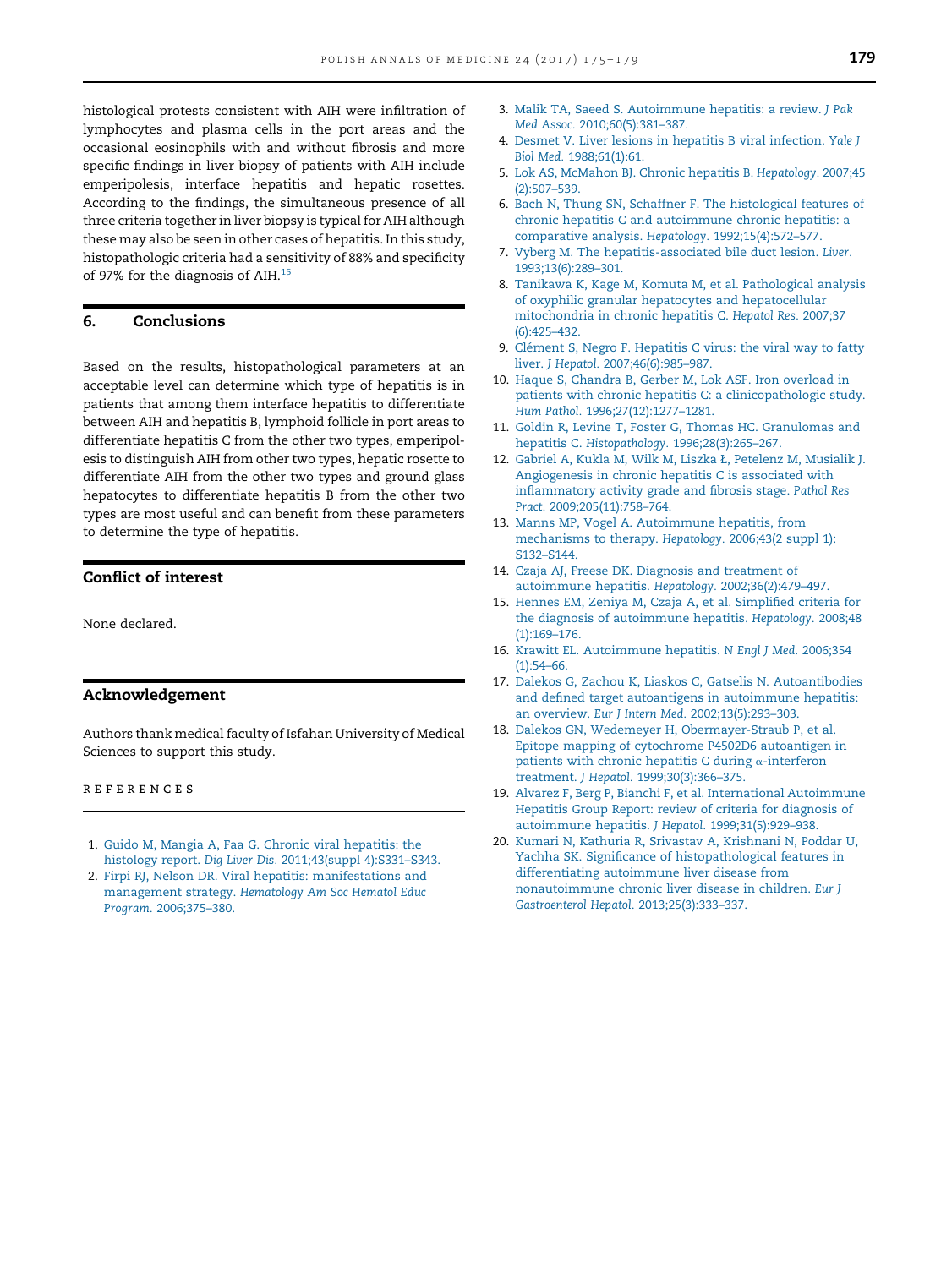histological protests consistent with AIH were infiltration of lymphocytes and plasma cells in the port areas and the occasional eosinophils with and without fibrosis and more specific findings in liver biopsy of patients with AIH include emperipolesis, interface hepatitis and hepatic rosettes. According to the findings, the simultaneous presence of all three criteria together in liver biopsy is typical for AIH although these may also be seen in other cases of hepatitis. In this study, histopathologic criteria had a sensitivity of 88% and specificity of 97% for the diagnosis of AIH.[15]

## 6. Conclusions

Based on the results, histopathological parameters at an acceptable level can determine which type of hepatitis is in patients that among them interface hepatitis to differentiate between AIH and hepatitis B, lymphoid follicle in port areas to differentiate hepatitis C from the other two types, emperipolesis to distinguish AIH from the other two types, hepatic rosette to differentiate AIH from the other two types and ground glass hepatocytes to differentiate hepatitis B from the other two types are most useful and can benefit from these parameters to determine the type of hepatitis.

## Conflict of interest

None declared.

## Acknowledgement

Authors thank medical faculty of Isfahan University of Medical Sciences to support this study.

## REFERENCES

1. Guido M, Mangia A, Faa G. Chronic viral hepatitis: the histology report. *Dig Liver Dis*. 2011;43(suppl 4):S331–S343.
2. Firpi RJ, Nelson DR. Viral hepatitis: manifestations and management strategy. *Hematology Am Soc Hematol Educ Program*. 2006;375–380.
3. Malik TA, Saeed S. Autoimmune hepatitis: a review. *J Pak Med Assoc*. 2010;60(5):381–387.
4. Desmet V. Liver lesions in hepatitis B viral infection. *Yale J Biol Med*. 1988;61(1):61.
5. Lok AS, McMahon BJ. Chronic hepatitis B. *Hepatology*. 2007;45(2):507–539.
6. Bach N, Thung SN, Schaffner F. The histological features of chronic hepatitis C and autoimmune chronic hepatitis: a comparative analysis. *Hepatology*. 1992;15(4):572–577.
7. Vyberg M. The hepatitis-associated bile duct lesion. *Liver*. 1993;13(6):289–301.
8. Tanikawa K, Kage M, Komuta M, et al. Pathological analysis of oxyphilic granular hepatocytes and hepatocellular mitochondria in chronic hepatitis C. *Hepatol Res*. 2007;37(6):425–432.
9. Clément S, Negro F. Hepatitis C virus: the viral way to fatty liver. *J Hepatol*. 2007;46(6):985–987.
10. Haque S, Chandra B, Gerber M, Lok ASF. Iron overload in patients with chronic hepatitis C: a clinicopathologic study. *Hum Pathol*. 1996;27(12):1277–1281.
11. Goldin R, Levine T, Foster G, Thomas HC. Granulomas and hepatitis C. *Histopathology*. 1996;28(3):265–267.
12. Gabriel A, Kukla M, Wilk M, Liszka Ł, Petelenz M, Musialik J. Angiogenesis in chronic hepatitis C is associated with inflammatory activity grade and fibrosis stage. *Pathol Res Pract*. 2009;205(11):758–764.
13. Manns MP, Vogel A. Autoimmune hepatitis, from mechanisms to therapy. *Hepatology*. 2006;43(2 suppl 1):S132–S144.
14. Czaja AJ, Freese DK. Diagnosis and treatment of autoimmune hepatitis. *Hepatology*. 2002;36(2):479–497.
15. Hennes EM, Zeniya M, Czaja A, et al. Simplified criteria for the diagnosis of autoimmune hepatitis. *Hepatology*. 2008;48(1):169–176.
16. Krawitt EL. Autoimmune hepatitis. *N Engl J Med*. 2006;354(1):54–66.
17. Dalekos G, Zachou K, Liaskos C, Gatselis N. Autoantibodies and defined target autoantigens in autoimmune hepatitis: an overview. *Eur J Intern Med*. 2002;13(5):293–303.
18. Dalekos GN, Wedemeyer H, Obermayer-Straub P, et al. Epitope mapping of cytochrome P4502D6 autoantigen in patients with chronic hepatitis C during α-interferon treatment. *J Hepatol*. 1999;30(3):366–375.
19. Alvarez F, Berg P, Bianchi F, et al. International Autoimmune Hepatitis Group Report: review of criteria for diagnosis of autoimmune hepatitis. *J Hepatol*. 1999;31(5):929–938.
20. Kumari N, Kathuria R, Srivastav A, Krishnani N, Poddar U, Yachha SK. Significance of histopathological features in differentiating autoimmune liver disease from nonautoimmune chronic liver disease in children. *Eur J Gastroenterol Hepatol*. 2013;25(3):333–337.